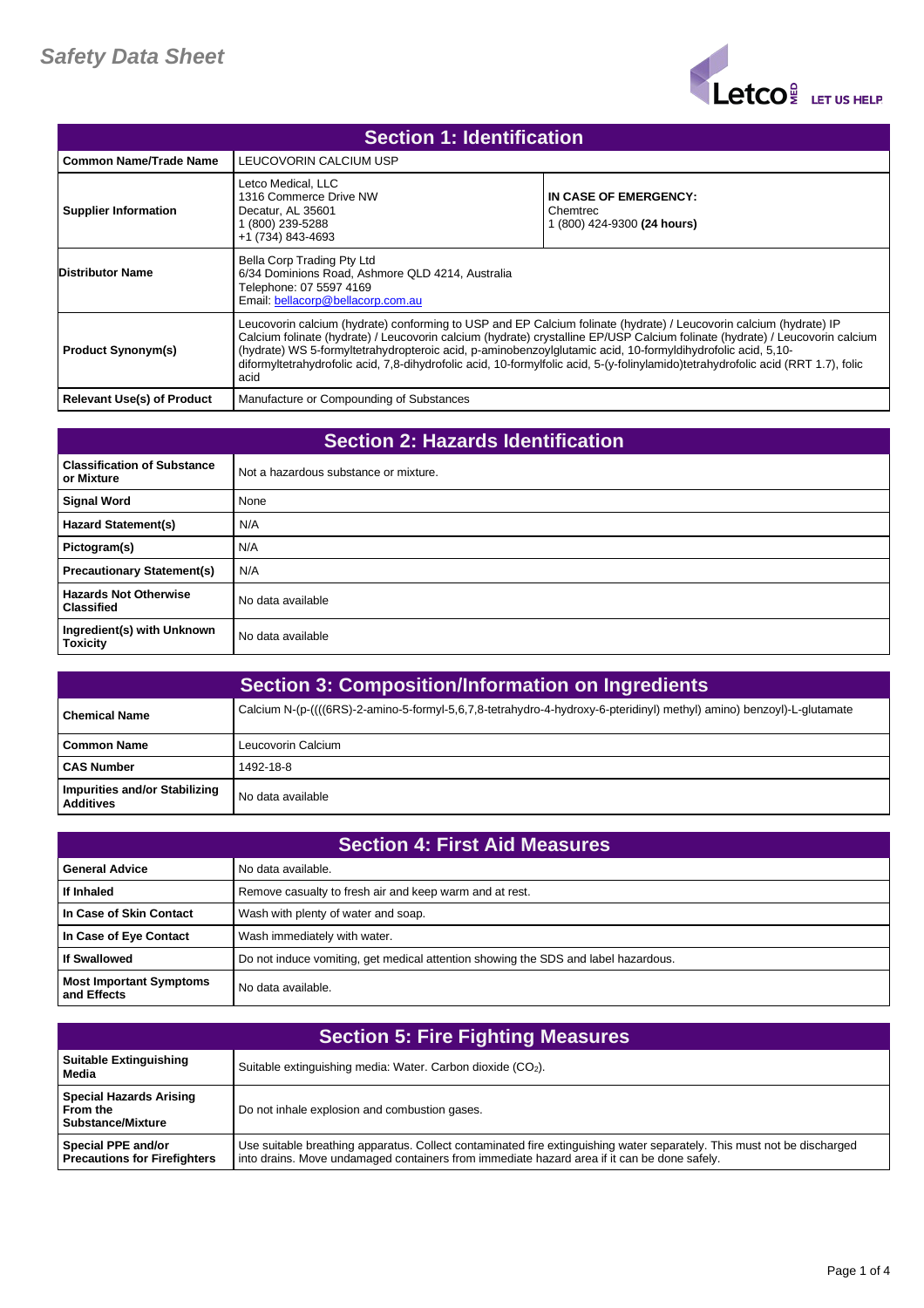# Safety Data Sheet

Letco MED LET US HELP

## Section 1: Identification

| | | |
|---|---|---|
| **Common Name/Trade Name** | LEUCOVORIN CALCIUM USP | |
| **Supplier Information** | Letco Medical, LLC<br>1316 Commerce Drive NW<br>Decatur, AL 35601<br>1 (800) 239-5288<br>+1 (734) 843-4693 | **IN CASE OF EMERGENCY:**<br>Chemtrec<br>1 (800) 424-9300 **(24 hours)** |
| **Distributor Name** | Bella Corp Trading Pty Ltd<br>6/34 Dominions Road, Ashmore QLD 4214, Australia<br>Telephone: 07 5597 4169<br>Email: bellacorp@bellacorp.com.au | |
| **Product Synonym(s)** | Leucovorin calcium (hydrate) conforming to USP and EP Calcium folinate (hydrate) / Leucovorin calcium (hydrate) IP Calcium folinate (hydrate) / Leucovorin calcium (hydrate) crystalline EP/USP Calcium folinate (hydrate) / Leucovorin calcium (hydrate) WS 5-formyltetrahydropteroic acid, p-aminobenzoylglutamic acid, 10-formyldihydrofolic acid, 5,10-diformyltetrahydrofolic acid, 7,8-dihydrofolic acid, 10-formylfolic acid, 5-(y-folinylamido)tetrahydrofolic acid (RRT 1.7), folic acid | |
| **Relevant Use(s) of Product** | Manufacture or Compounding of Substances | |

## Section 2: Hazards Identification

| | |
|---|---|
| **Classification of Substance or Mixture** | Not a hazardous substance or mixture. |
| **Signal Word** | None |
| **Hazard Statement(s)** | N/A |
| **Pictogram(s)** | N/A |
| **Precautionary Statement(s)** | N/A |
| **Hazards Not Otherwise Classified** | No data available |
| **Ingredient(s) with Unknown Toxicity** | No data available |

## Section 3: Composition/Information on Ingredients

| | |
|---|---|
| **Chemical Name** | Calcium N-(p-((((6RS)-2-amino-5-formyl-5,6,7,8-tetrahydro-4-hydroxy-6-pteridinyl) methyl) amino) benzoyl)-L-glutamate |
| **Common Name** | Leucovorin Calcium |
| **CAS Number** | 1492-18-8 |
| **Impurities and/or Stabilizing Additives** | No data available |

## Section 4: First Aid Measures

| | |
|---|---|
| **General Advice** | No data available. |
| **If Inhaled** | Remove casualty to fresh air and keep warm and at rest. |
| **In Case of Skin Contact** | Wash with plenty of water and soap. |
| **In Case of Eye Contact** | Wash immediately with water. |
| **If Swallowed** | Do not induce vomiting, get medical attention showing the SDS and label hazardous. |
| **Most Important Symptoms and Effects** | No data available. |

## Section 5: Fire Fighting Measures

| | |
|---|---|
| **Suitable Extinguishing Media** | Suitable extinguishing media: Water. Carbon dioxide ($CO_2$). |
| **Special Hazards Arising From the Substance/Mixture** | Do not inhale explosion and combustion gases. |
| **Special PPE and/or Precautions for Firefighters** | Use suitable breathing apparatus. Collect contaminated fire extinguishing water separately. This must not be discharged into drains. Move undamaged containers from immediate hazard area if it can be done safely. |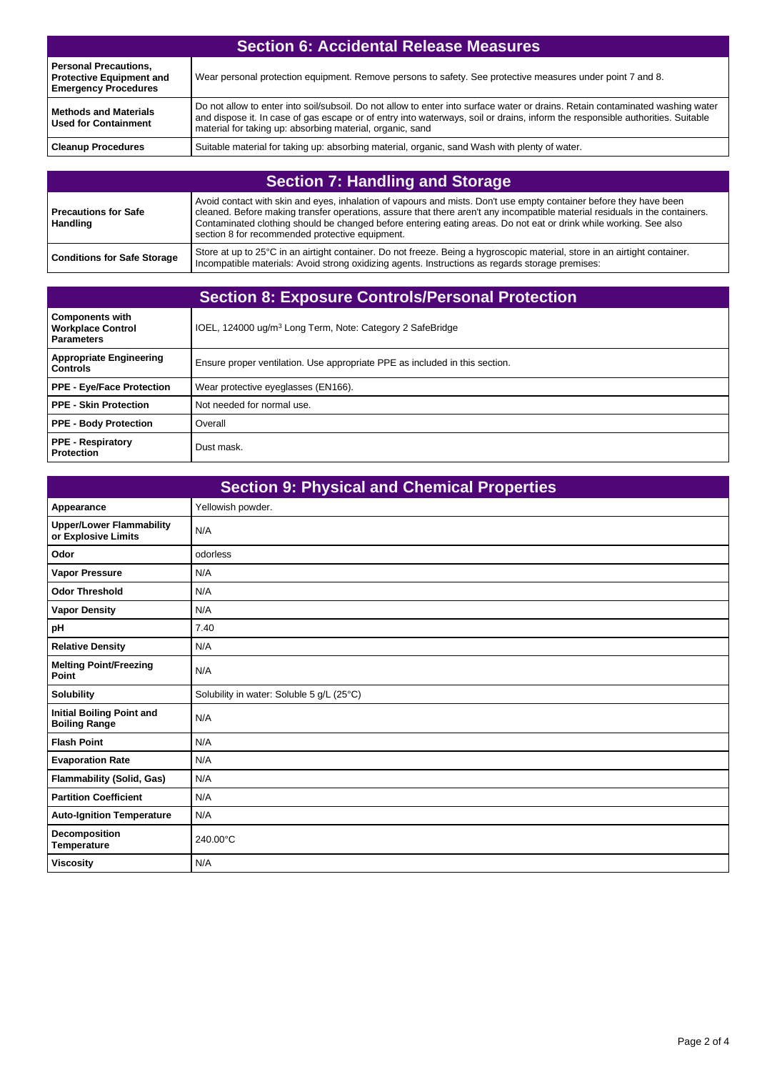## Section 6: Accidental Release Measures

| | |
|---|---|
| **Personal Precautions, Protective Equipment and Emergency Procedures** | Wear personal protection equipment. Remove persons to safety. See protective measures under point 7 and 8. |
| **Methods and Materials Used for Containment** | Do not allow to enter into soil/subsoil. Do not allow to enter into surface water or drains. Retain contaminated washing water and dispose it. In case of gas escape or of entry into waterways, soil or drains, inform the responsible authorities. Suitable material for taking up: absorbing material, organic, sand |
| **Cleanup Procedures** | Suitable material for taking up: absorbing material, organic, sand Wash with plenty of water. |

## Section 7: Handling and Storage

| | |
|---|---|
| **Precautions for Safe Handling** | Avoid contact with skin and eyes, inhalation of vapours and mists. Don't use empty container before they have been cleaned. Before making transfer operations, assure that there aren't any incompatible material residuals in the containers. Contaminated clothing should be changed before entering eating areas. Do not eat or drink while working. See also section 8 for recommended protective equipment. |
| **Conditions for Safe Storage** | Store at up to 25°C in an airtight container. Do not freeze. Being a hygroscopic material, store in an airtight container. Incompatible materials: Avoid strong oxidizing agents. Instructions as regards storage premises: |

## Section 8: Exposure Controls/Personal Protection

| | |
|---|---|
| **Components with Workplace Control Parameters** | IOEL, 124000 ug/m³ Long Term, Note: Category 2 SafeBridge |
| **Appropriate Engineering Controls** | Ensure proper ventilation. Use appropriate PPE as included in this section. |
| **PPE - Eye/Face Protection** | Wear protective eyeglasses (EN166). |
| **PPE - Skin Protection** | Not needed for normal use. |
| **PPE - Body Protection** | Overall |
| **PPE - Respiratory Protection** | Dust mask. |

## Section 9: Physical and Chemical Properties

| | |
|---|---|
| **Appearance** | Yellowish powder. |
| **Upper/Lower Flammability or Explosive Limits** | N/A |
| **Odor** | odorless |
| **Vapor Pressure** | N/A |
| **Odor Threshold** | N/A |
| **Vapor Density** | N/A |
| **pH** | 7.40 |
| **Relative Density** | N/A |
| **Melting Point/Freezing Point** | N/A |
| **Solubility** | Solubility in water: Soluble 5 g/L (25°C) |
| **Initial Boiling Point and Boiling Range** | N/A |
| **Flash Point** | N/A |
| **Evaporation Rate** | N/A |
| **Flammability (Solid, Gas)** | N/A |
| **Partition Coefficient** | N/A |
| **Auto-Ignition Temperature** | N/A |
| **Decomposition Temperature** | 240.00°C |
| **Viscosity** | N/A |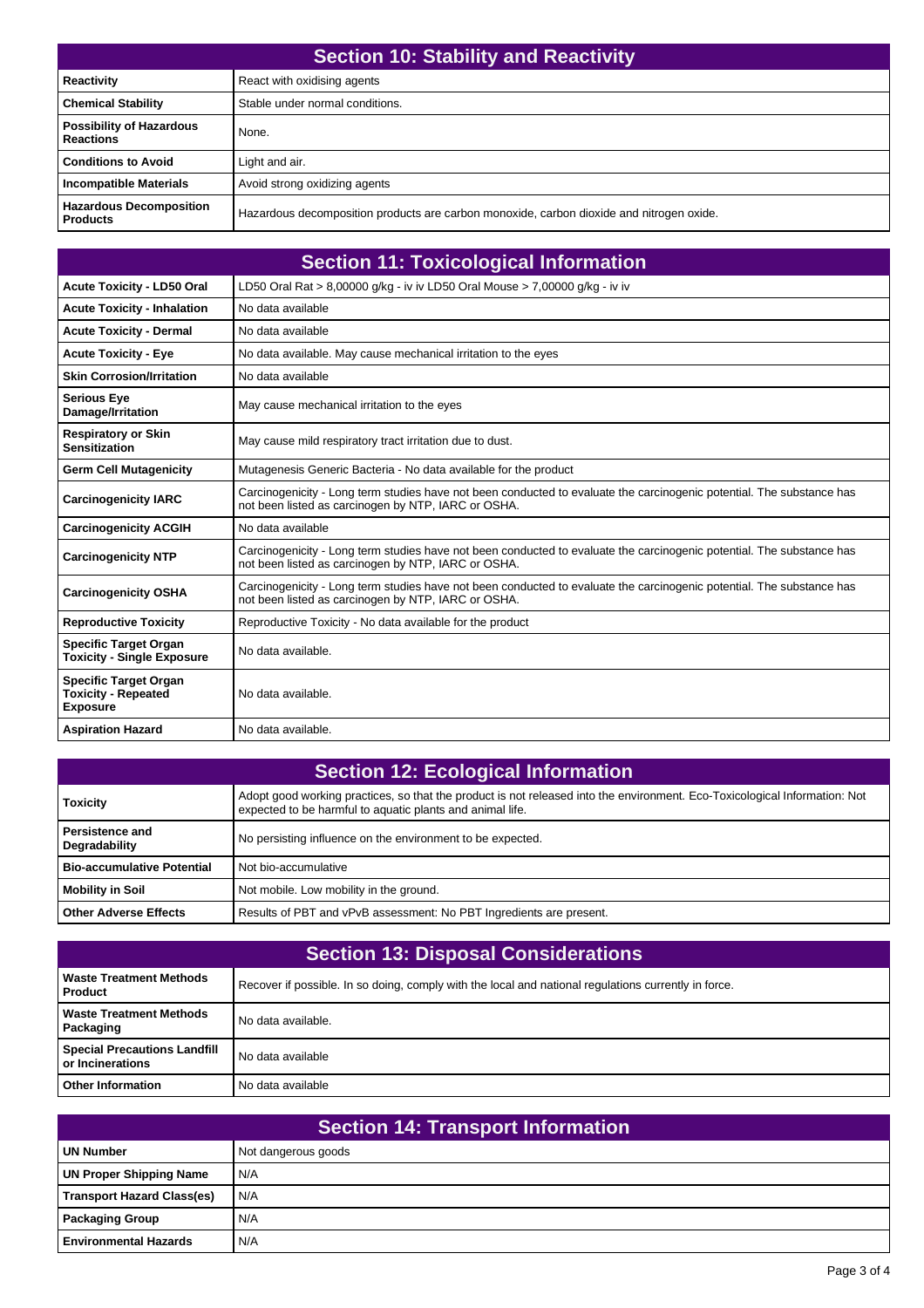## Section 10: Stability and Reactivity

| | |
|---|---|
| **Reactivity** | React with oxidising agents |
| **Chemical Stability** | Stable under normal conditions. |
| **Possibility of Hazardous Reactions** | None. |
| **Conditions to Avoid** | Light and air. |
| **Incompatible Materials** | Avoid strong oxidizing agents |
| **Hazardous Decomposition Products** | Hazardous decomposition products are carbon monoxide, carbon dioxide and nitrogen oxide. |

## Section 11: Toxicological Information

| | |
|---|---|
| **Acute Toxicity - LD50 Oral** | LD50 Oral Rat > 8,00000 g/kg - iv iv LD50 Oral Mouse > 7,00000 g/kg - iv iv |
| **Acute Toxicity - Inhalation** | No data available |
| **Acute Toxicity - Dermal** | No data available |
| **Acute Toxicity - Eye** | No data available. May cause mechanical irritation to the eyes |
| **Skin Corrosion/Irritation** | No data available |
| **Serious Eye Damage/Irritation** | May cause mechanical irritation to the eyes |
| **Respiratory or Skin Sensitization** | May cause mild respiratory tract irritation due to dust. |
| **Germ Cell Mutagenicity** | Mutagenesis Generic Bacteria - No data available for the product |
| **Carcinogenicity IARC** | Carcinogenicity - Long term studies have not been conducted to evaluate the carcinogenic potential. The substance has not been listed as carcinogen by NTP, IARC or OSHA. |
| **Carcinogenicity ACGIH** | No data available |
| **Carcinogenicity NTP** | Carcinogenicity - Long term studies have not been conducted to evaluate the carcinogenic potential. The substance has not been listed as carcinogen by NTP, IARC or OSHA. |
| **Carcinogenicity OSHA** | Carcinogenicity - Long term studies have not been conducted to evaluate the carcinogenic potential. The substance has not been listed as carcinogen by NTP, IARC or OSHA. |
| **Reproductive Toxicity** | Reproductive Toxicity - No data available for the product |
| **Specific Target Organ Toxicity - Single Exposure** | No data available. |
| **Specific Target Organ Toxicity - Repeated Exposure** | No data available. |
| **Aspiration Hazard** | No data available. |

## Section 12: Ecological Information

| | |
|---|---|
| **Toxicity** | Adopt good working practices, so that the product is not released into the environment. Eco-Toxicological Information: Not expected to be harmful to aquatic plants and animal life. |
| **Persistence and Degradability** | No persisting influence on the environment to be expected. |
| **Bio-accumulative Potential** | Not bio-accumulative |
| **Mobility in Soil** | Not mobile. Low mobility in the ground. |
| **Other Adverse Effects** | Results of PBT and vPvB assessment: No PBT Ingredients are present. |

## Section 13: Disposal Considerations

| | |
|---|---|
| **Waste Treatment Methods Product** | Recover if possible. In so doing, comply with the local and national regulations currently in force. |
| **Waste Treatment Methods Packaging** | No data available. |
| **Special Precautions Landfill or Incinerations** | No data available |
| **Other Information** | No data available |

## Section 14: Transport Information

| | |
|---|---|
| **UN Number** | Not dangerous goods |
| **UN Proper Shipping Name** | N/A |
| **Transport Hazard Class(es)** | N/A |
| **Packaging Group** | N/A |
| **Environmental Hazards** | N/A |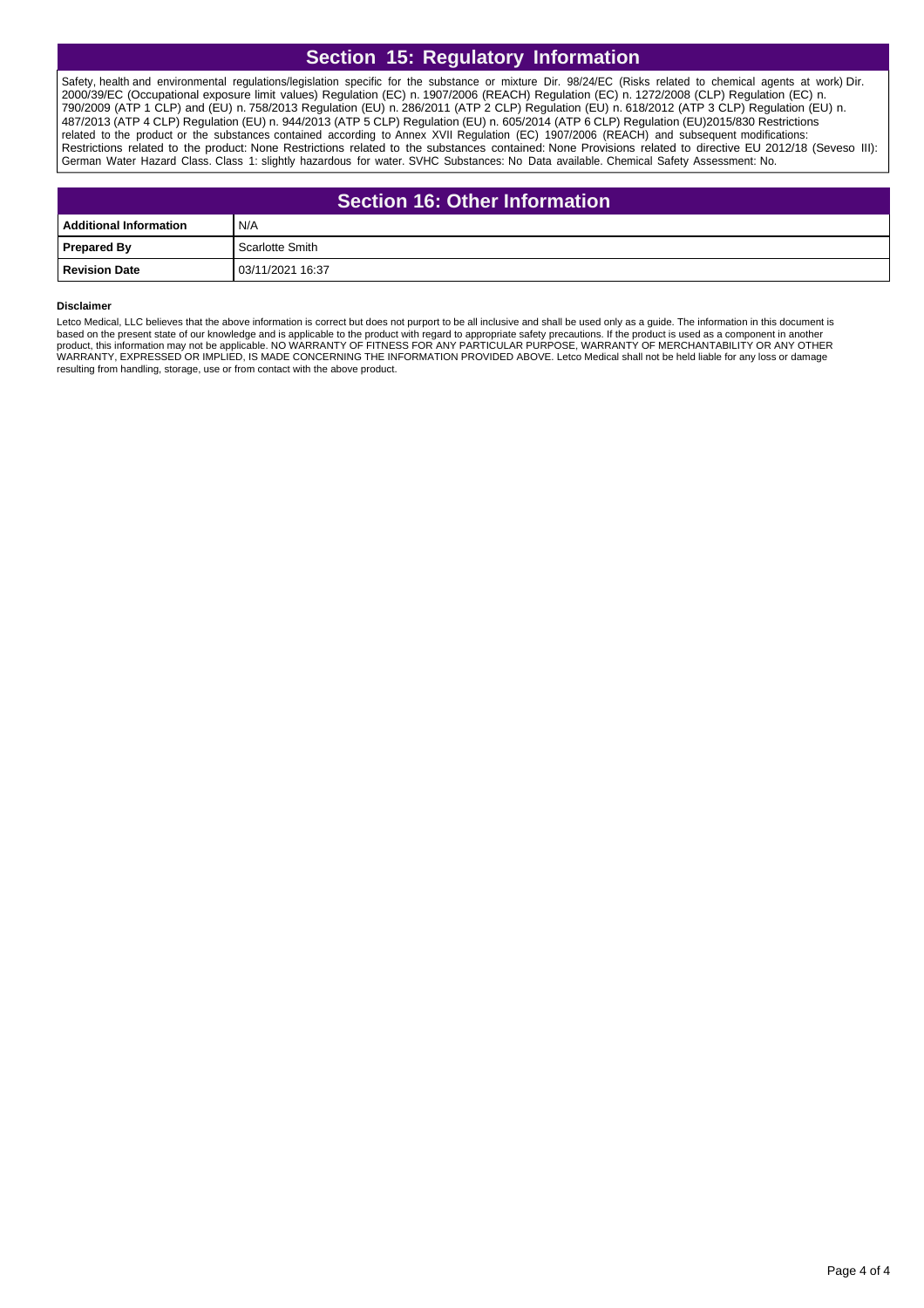## Section 15: Regulatory Information

Safety, health and environmental regulations/legislation specific for the substance or mixture Dir. 98/24/EC (Risks related to chemical agents at work) Dir. 2000/39/EC (Occupational exposure limit values) Regulation (EC) n. 1907/2006 (REACH) Regulation (EC) n. 1272/2008 (CLP) Regulation (EC) n. 790/2009 (ATP 1 CLP) and (EU) n. 758/2013 Regulation (EU) n. 286/2011 (ATP 2 CLP) Regulation (EU) n. 618/2012 (ATP 3 CLP) Regulation (EU) n. 487/2013 (ATP 4 CLP) Regulation (EU) n. 944/2013 (ATP 5 CLP) Regulation (EU) n. 605/2014 (ATP 6 CLP) Regulation (EU)2015/830 Restrictions related to the product or the substances contained according to Annex XVII Regulation (EC) 1907/2006 (REACH) and subsequent modifications: Restrictions related to the product: None Restrictions related to the substances contained: None Provisions related to directive EU 2012/18 (Seveso III): German Water Hazard Class. Class 1: slightly hazardous for water. SVHC Substances: No Data available. Chemical Safety Assessment: No.

## Section 16: Other Information

| | |
|---|---|
| **Additional Information** | N/A |
| **Prepared By** | Scarlotte Smith |
| **Revision Date** | 03/11/2021 16:37 |

**Disclaimer**

Letco Medical, LLC believes that the above information is correct but does not purport to be all inclusive and shall be used only as a guide. The information in this document is based on the present state of our knowledge and is applicable to the product with regard to appropriate safety precautions. If the product is used as a component in another product, this information may not be applicable. NO WARRANTY OF FITNESS FOR ANY PARTICULAR PURPOSE, WARRANTY OF MERCHANTABILITY OR ANY OTHER WARRANTY, EXPRESSED OR IMPLIED, IS MADE CONCERNING THE INFORMATION PROVIDED ABOVE. Letco Medical shall not be held liable for any loss or damage resulting from handling, storage, use or from contact with the above product.